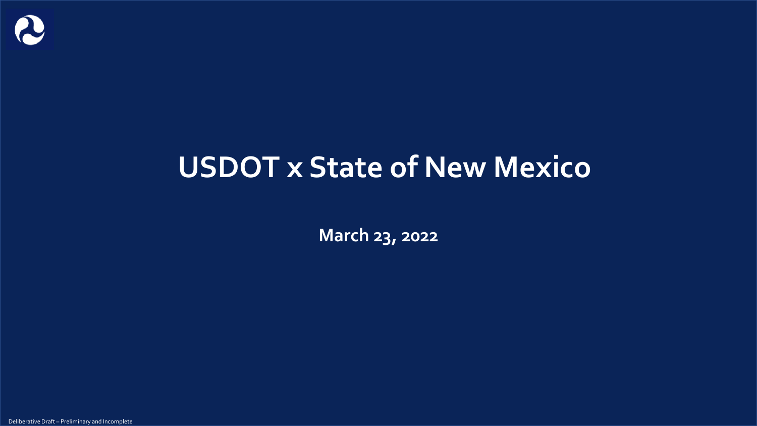# USDOT x State of New Mexico

**March 23, 2022**

Deliberative Draft – Preliminary and Incomplete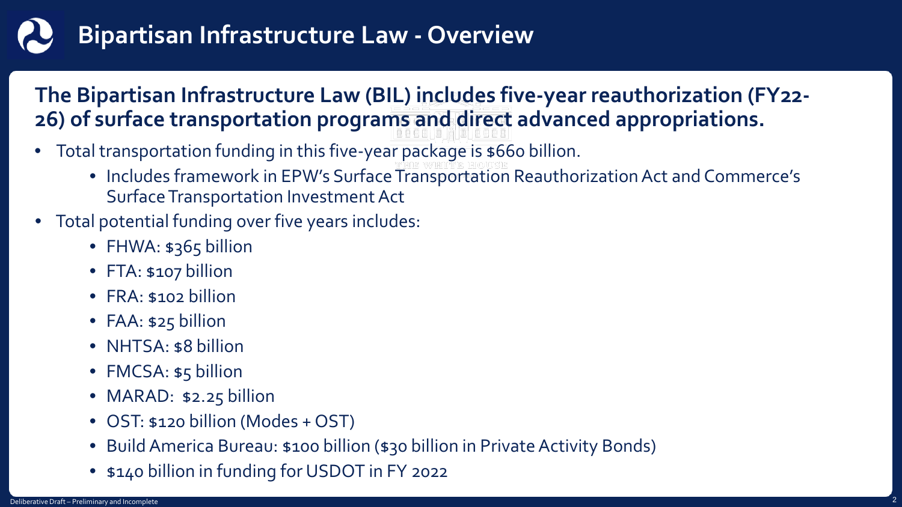# Bipartisan Infrastructure Law - Overview

**The Bipartisan Infrastructure Law (BIL) includes five-year reauthorization (FY22-26) of surface transportation programs and direct advanced appropriations.**

- Total transportation funding in this five-year package is $660 billion.
  - Includes framework in EPW's Surface Transportation Reauthorization Act and Commerce's Surface Transportation Investment Act
- Total potential funding over five years includes:
  - FHWA: $365 billion
  - FTA: $107 billion
  - FRA: $102 billion
  - FAA: $25 billion
  - NHTSA: $8 billion
  - FMCSA: $5 billion
  - MARAD: $2.25 billion
  - OST: $120 billion (Modes + OST)
  - Build America Bureau: $100 billion ($30 billion in Private Activity Bonds)
  - $140 billion in funding for USDOT in FY 2022

Deliberative Draft – Preliminary and Incomplete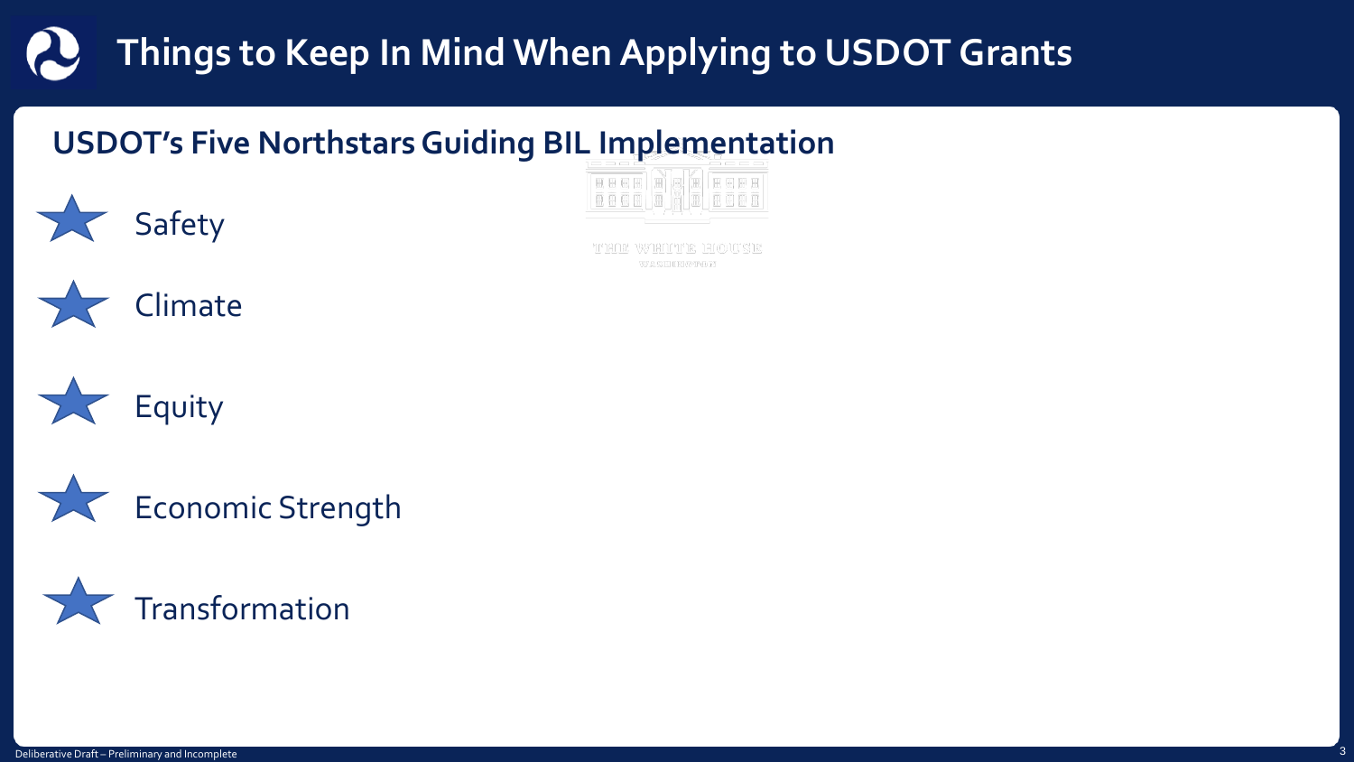# Things to Keep In Mind When Applying to USDOT Grants

## USDOT's Five Northstars Guiding BIL Implementation

- Safety
- Climate
- Equity
- Economic Strength
- Transformation

Deliberative Draft – Preliminary and Incomplete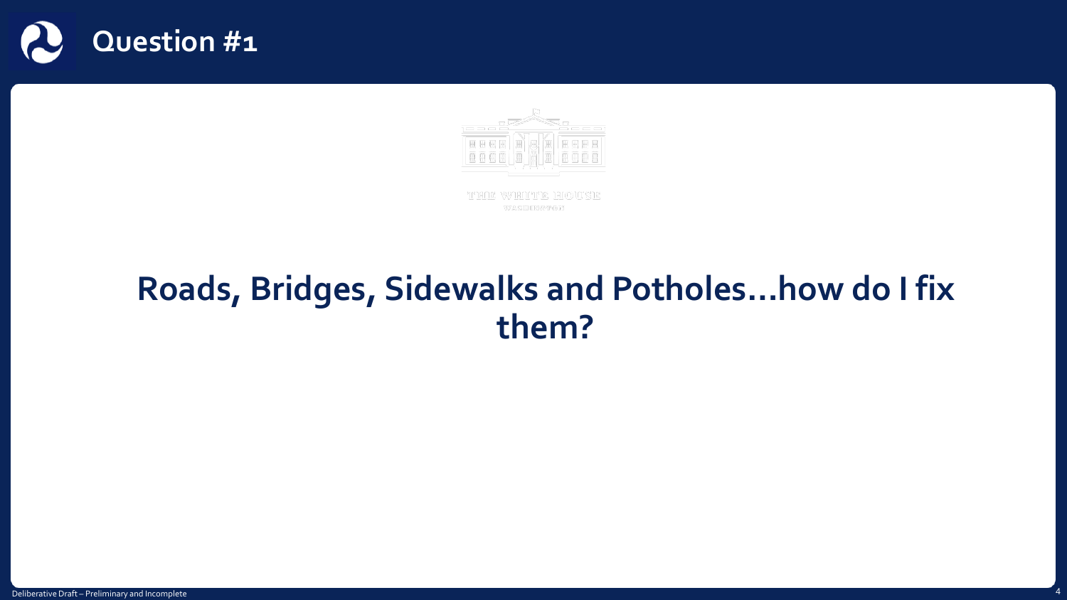# Question #1

THE WHITE HOUSE
WASHINGTON

## Roads, Bridges, Sidewalks and Potholes…how do I fix them?

Deliberative Draft – Preliminary and Incomplete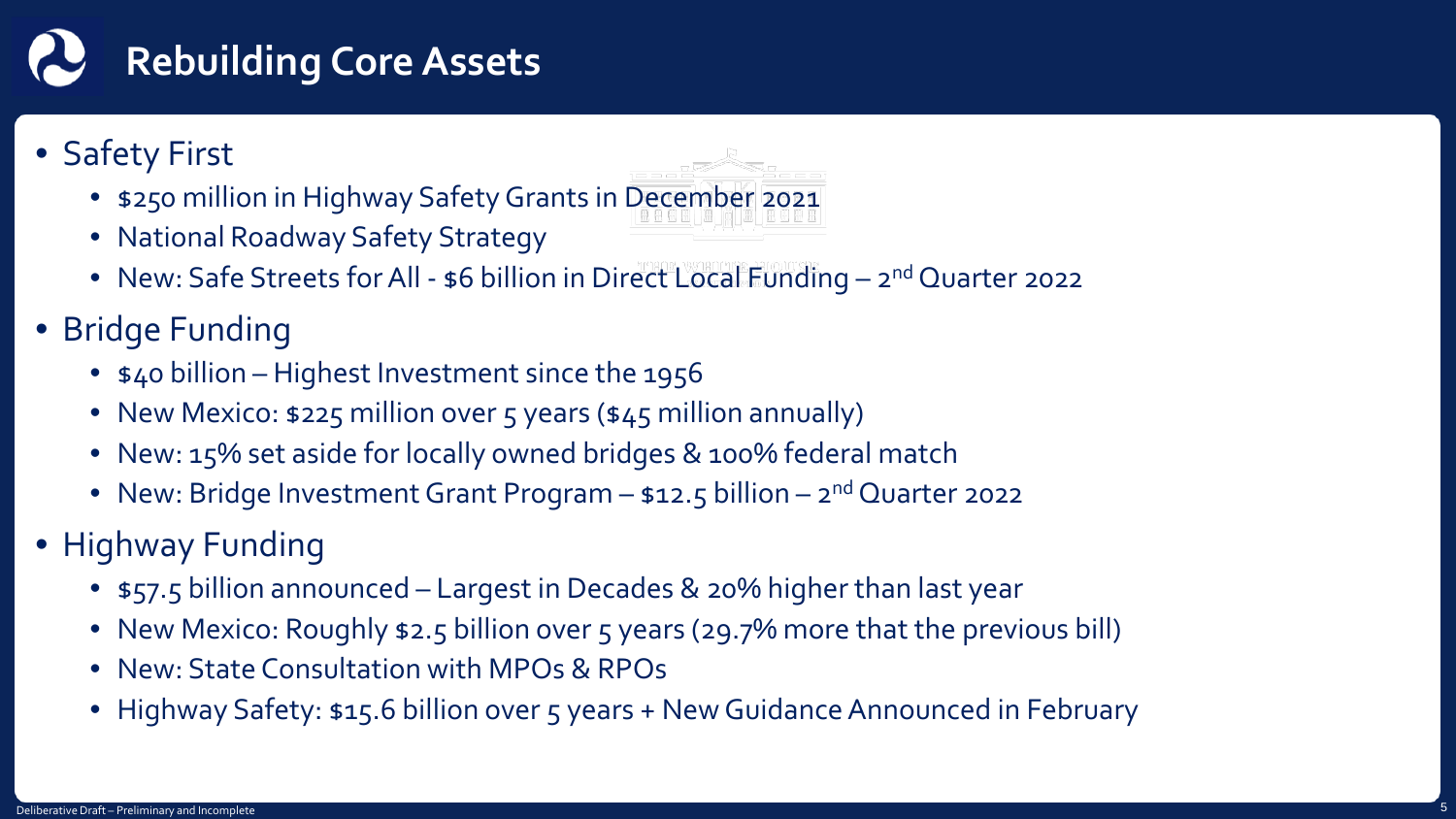# Rebuilding Core Assets

- Safety First
  - $250 million in Highway Safety Grants in December 2021
  - National Roadway Safety Strategy
  - New: Safe Streets for All - $6 billion in Direct Local Funding – 2nd Quarter 2022
- Bridge Funding
  - $40 billion – Highest Investment since the 1956
  - New Mexico: $225 million over 5 years ($45 million annually)
  - New: 15% set aside for locally owned bridges & 100% federal match
  - New: Bridge Investment Grant Program – $12.5 billion – 2nd Quarter 2022
- Highway Funding
  - $57.5 billion announced – Largest in Decades & 20% higher than last year
  - New Mexico: Roughly $2.5 billion over 5 years (29.7% more that the previous bill)
  - New: State Consultation with MPOs & RPOs
  - Highway Safety: $15.6 billion over 5 years + New Guidance Announced in February

Deliberative Draft – Preliminary and Incomplete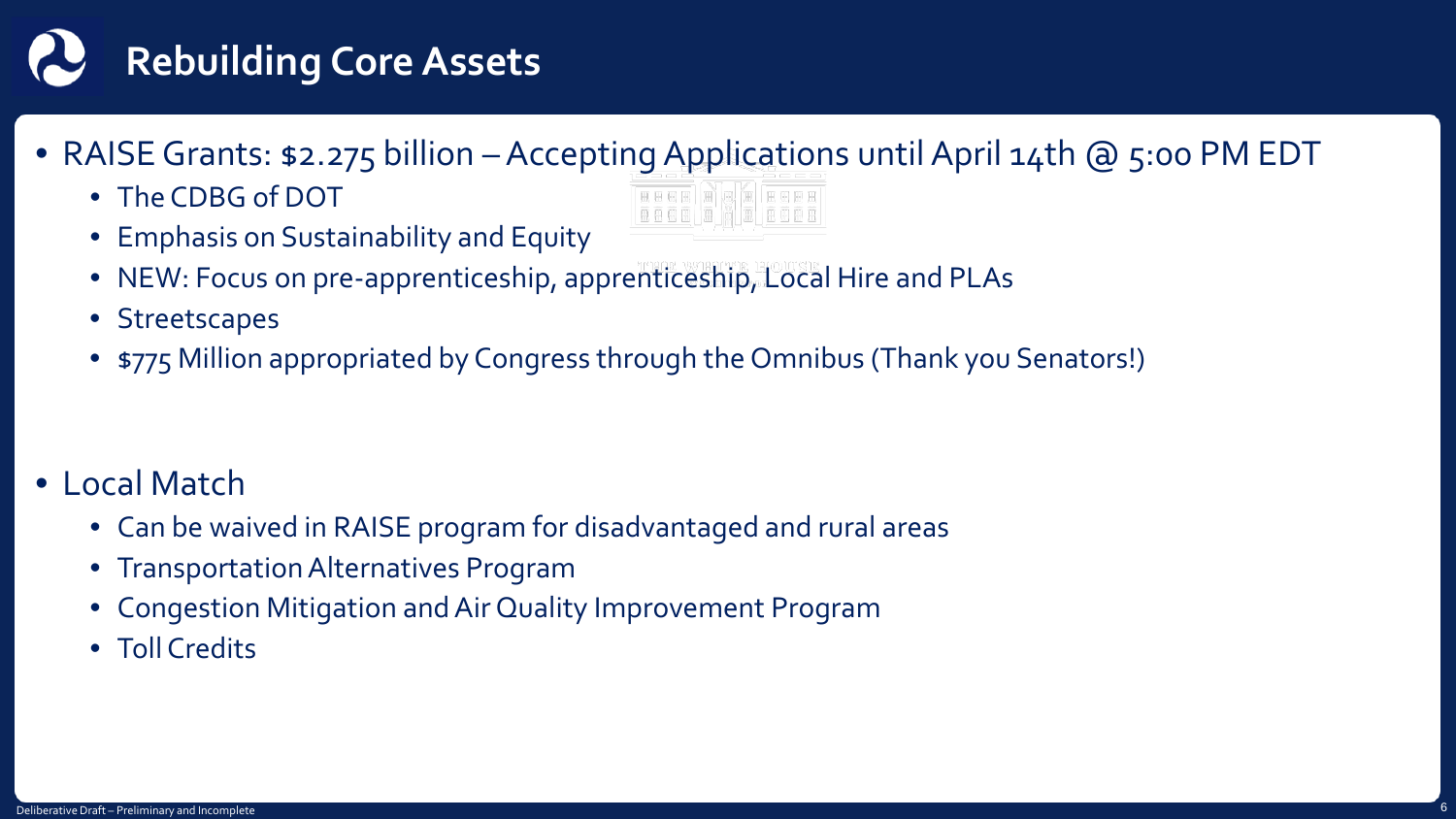# Rebuilding Core Assets

- RAISE Grants: $2.275 billion – Accepting Applications until April 14th @ 5:00 PM EDT
  - The CDBG of DOT
  - Emphasis on Sustainability and Equity
  - NEW: Focus on pre-apprenticeship, apprenticeship, Local Hire and PLAs
  - Streetscapes
  - $775 Million appropriated by Congress through the Omnibus (Thank you Senators!)

- Local Match
  - Can be waived in RAISE program for disadvantaged and rural areas
  - Transportation Alternatives Program
  - Congestion Mitigation and Air Quality Improvement Program
  - Toll Credits

Deliberative Draft – Preliminary and Incomplete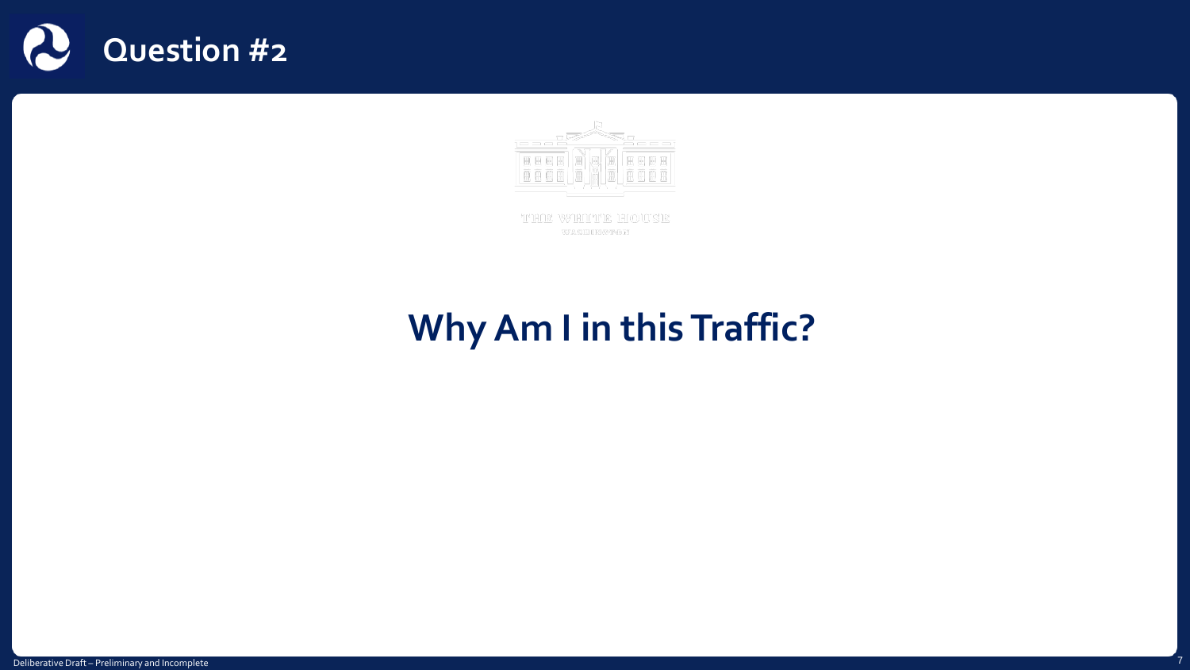# Question #2

THE WHITE HOUSE
WASHINGTON

## Why Am I in this Traffic?

Deliberative Draft – Preliminary and Incomplete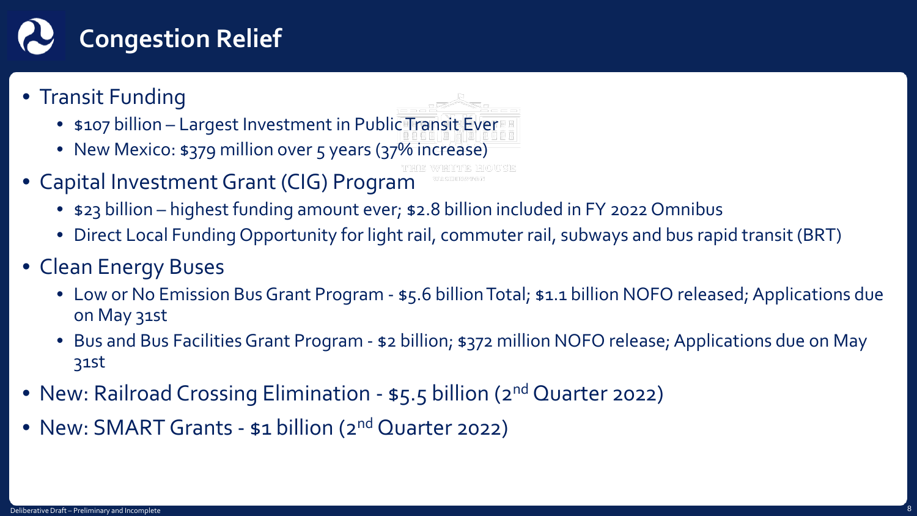# Congestion Relief

- Transit Funding
  - $107 billion – Largest Investment in Public Transit Ever
  - New Mexico: $379 million over 5 years (37% increase)
- Capital Investment Grant (CIG) Program
  - $23 billion – highest funding amount ever; $2.8 billion included in FY 2022 Omnibus
  - Direct Local Funding Opportunity for light rail, commuter rail, subways and bus rapid transit (BRT)
- Clean Energy Buses
  - Low or No Emission Bus Grant Program - $5.6 billion Total; $1.1 billion NOFO released; Applications due on May 31st
  - Bus and Bus Facilities Grant Program - $2 billion; $372 million NOFO release; Applications due on May 31st
- New: Railroad Crossing Elimination - $5.5 billion (2nd Quarter 2022)
- New: SMART Grants - $1 billion (2nd Quarter 2022)

Deliberative Draft – Preliminary and Incomplete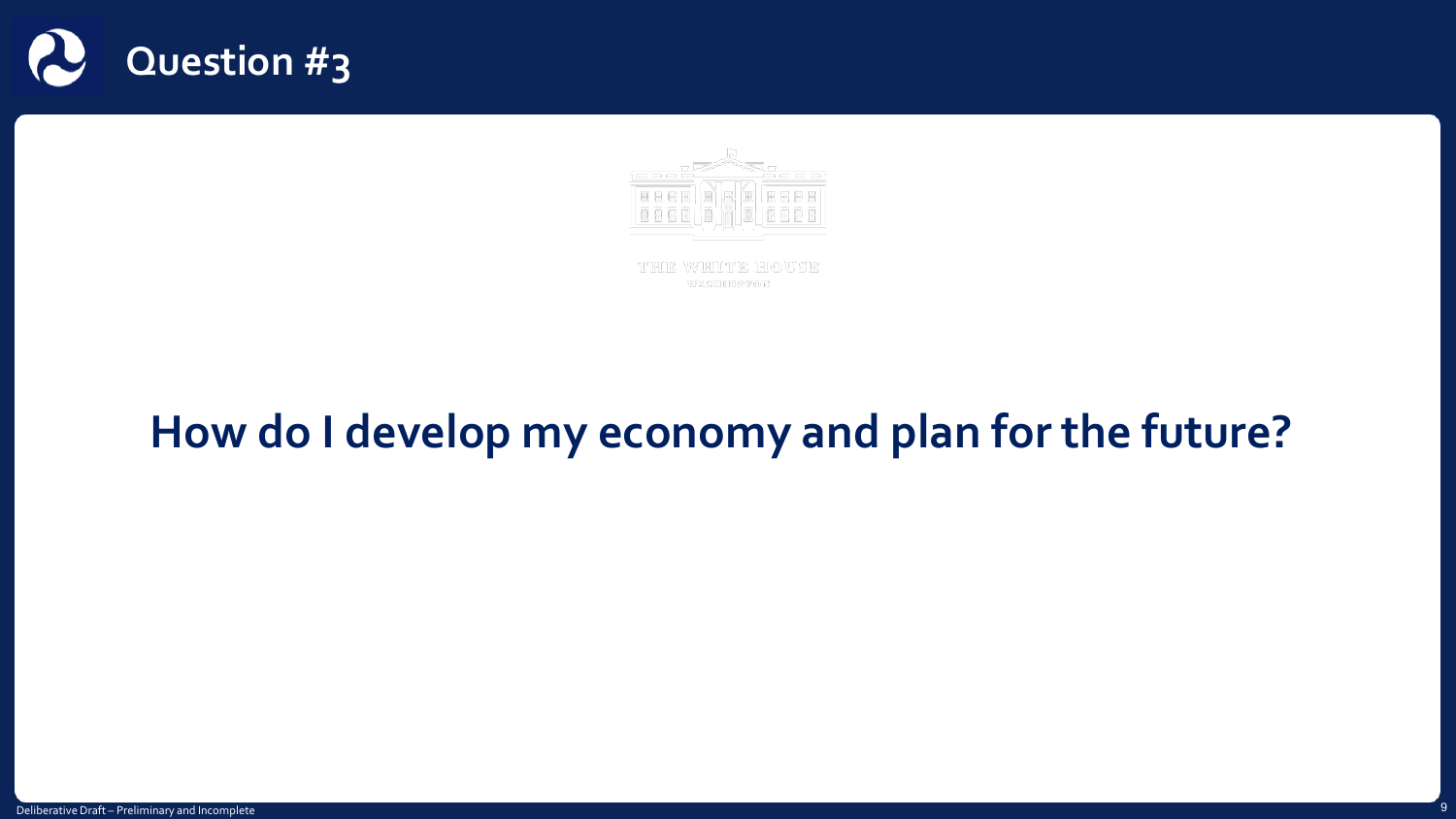# Question #3

THE WHITE HOUSE

WASHINGTON

## How do I develop my economy and plan for the future?

Deliberative Draft – Preliminary and Incomplete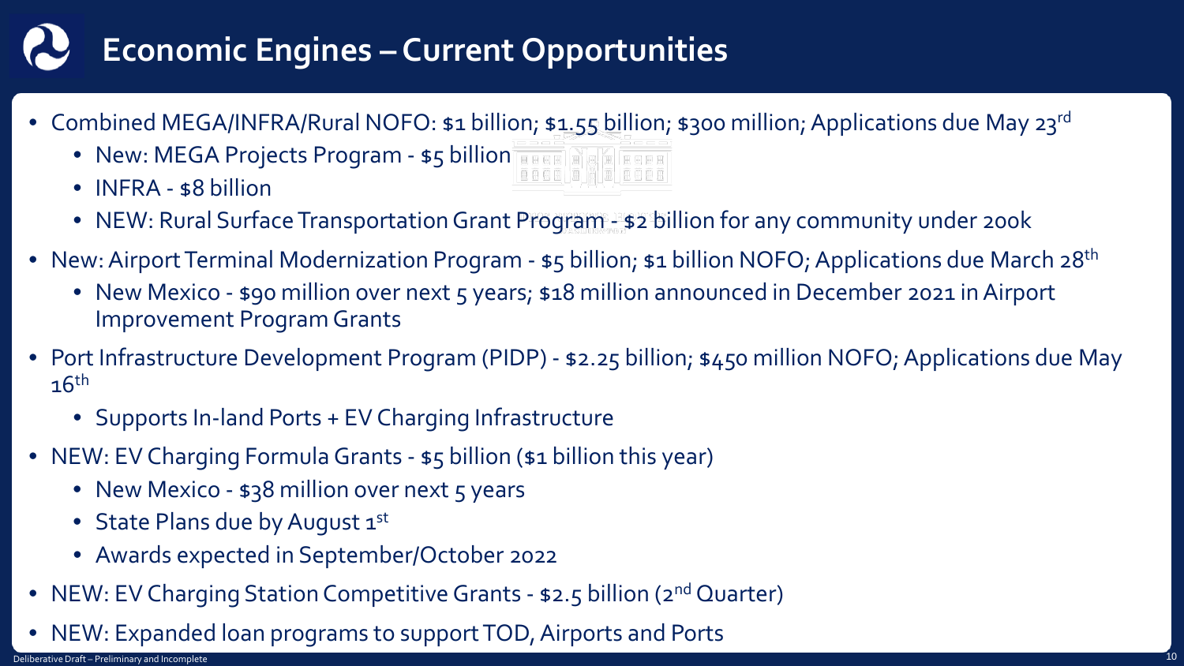# Economic Engines – Current Opportunities

- Combined MEGA/INFRA/Rural NOFO: $1 billion; $1.55 billion; $300 million; Applications due May 23rd
  - New: MEGA Projects Program - $5 billion
  - INFRA - $8 billion
  - NEW: Rural Surface Transportation Grant Program - $2 billion for any community under 200k
- New: Airport Terminal Modernization Program - $5 billion; $1 billion NOFO; Applications due March 28th
  - New Mexico - $90 million over next 5 years; $18 million announced in December 2021 in Airport Improvement Program Grants
- Port Infrastructure Development Program (PIDP) - $2.25 billion; $450 million NOFO; Applications due May 16th
  - Supports In-land Ports + EV Charging Infrastructure
- NEW: EV Charging Formula Grants - $5 billion ($1 billion this year)
  - New Mexico - $38 million over next 5 years
  - State Plans due by August 1st
  - Awards expected in September/October 2022
- NEW: EV Charging Station Competitive Grants - $2.5 billion (2nd Quarter)
- NEW: Expanded loan programs to support TOD, Airports and Ports

Deliberative Draft – Preliminary and Incomplete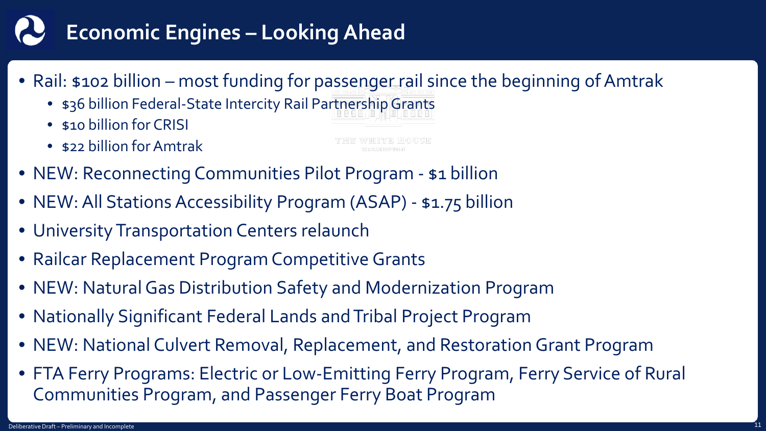# Economic Engines – Looking Ahead

- Rail: $102 billion – most funding for passenger rail since the beginning of Amtrak
  - $36 billion Federal-State Intercity Rail Partnership Grants
  - $10 billion for CRISI
  - $22 billion for Amtrak
- NEW: Reconnecting Communities Pilot Program - $1 billion
- NEW: All Stations Accessibility Program (ASAP) - $1.75 billion
- University Transportation Centers relaunch
- Railcar Replacement Program Competitive Grants
- NEW: Natural Gas Distribution Safety and Modernization Program
- Nationally Significant Federal Lands and Tribal Project Program
- NEW: National Culvert Removal, Replacement, and Restoration Grant Program
- FTA Ferry Programs: Electric or Low-Emitting Ferry Program, Ferry Service of Rural Communities Program, and Passenger Ferry Boat Program

Deliberative Draft – Preliminary and Incomplete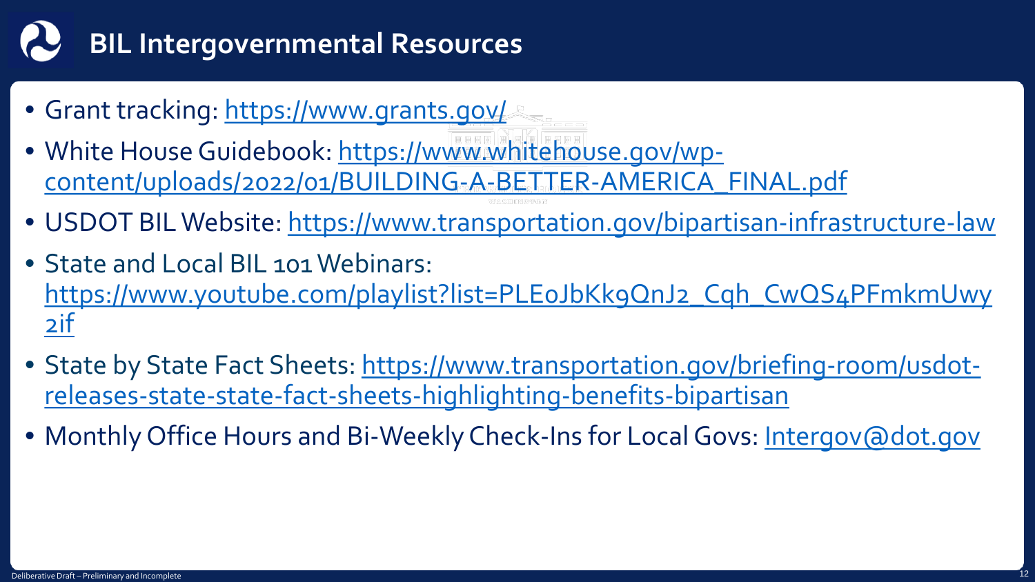# BIL Intergovernmental Resources

- Grant tracking: https://www.grants.gov/
- White House Guidebook: https://www.whitehouse.gov/wp-content/uploads/2022/01/BUILDING-A-BETTER-AMERICA_FINAL.pdf
- USDOT BIL Website: https://www.transportation.gov/bipartisan-infrastructure-law
- State and Local BIL 101 Webinars: https://www.youtube.com/playlist?list=PLE0JbKk9QnJ2_Cqh_CwQS4PFmkmUwy2if
- State by State Fact Sheets: https://www.transportation.gov/briefing-room/usdot-releases-state-state-fact-sheets-highlighting-benefits-bipartisan
- Monthly Office Hours and Bi-Weekly Check-Ins for Local Govs: Intergov@dot.gov

Deliberative Draft – Preliminary and Incomplete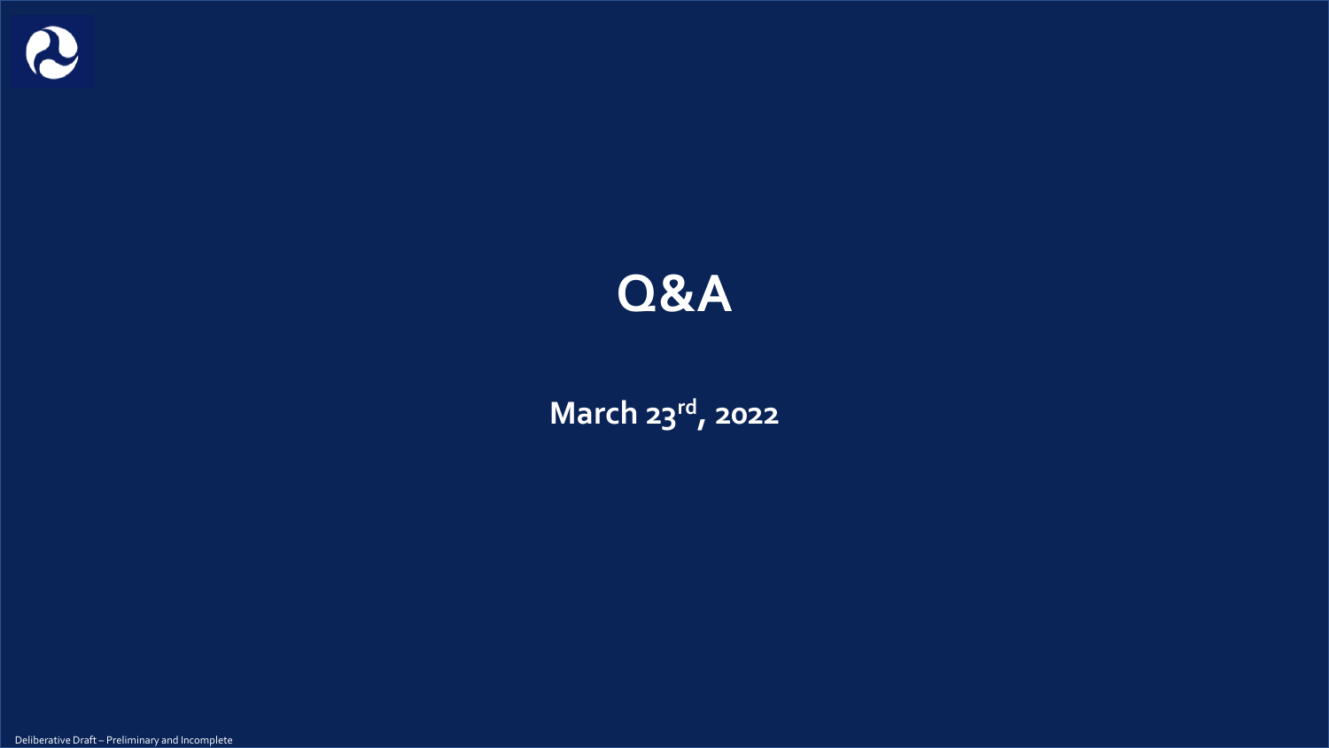# Q&A

**March 23rd, 2022**